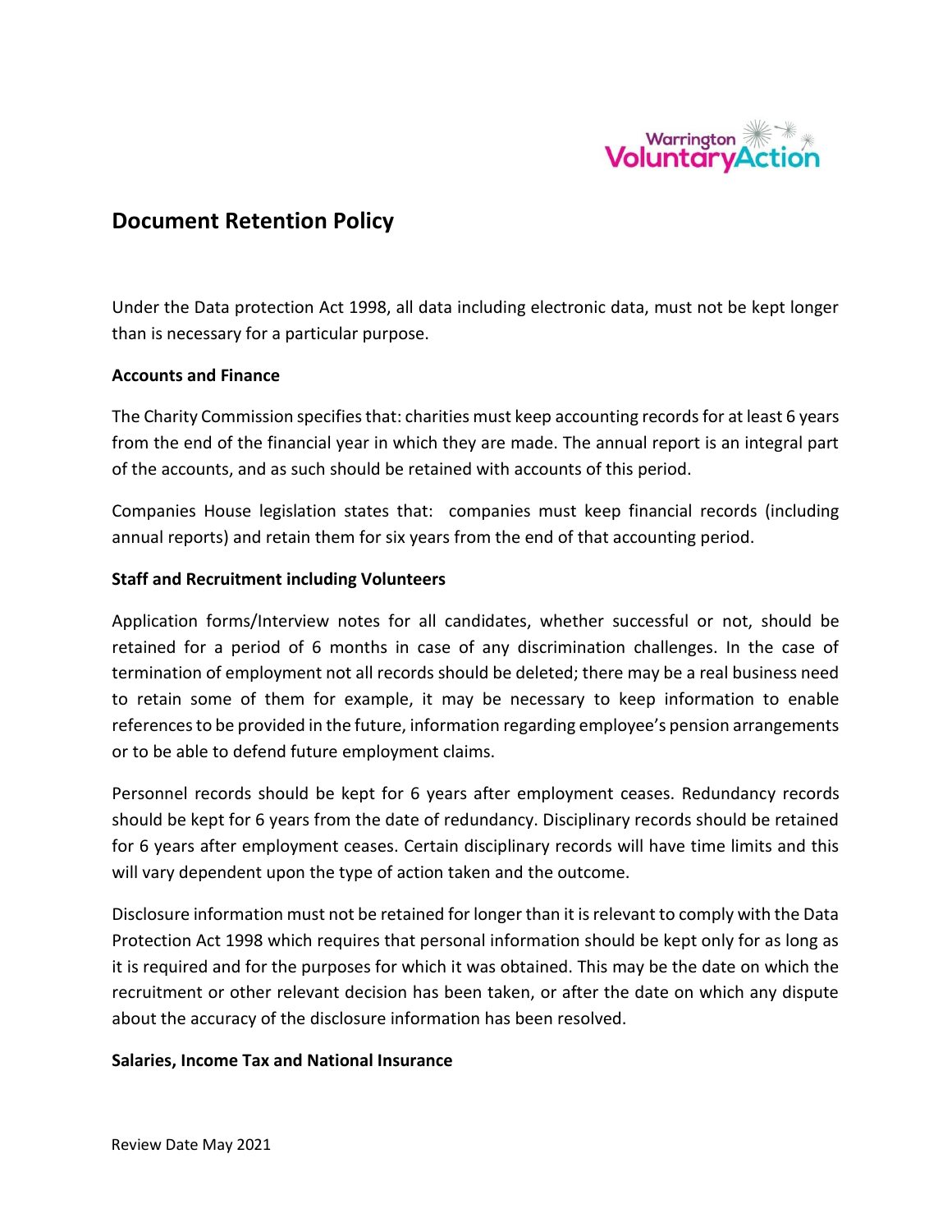# Document Retention Policy

Under the Data protection Act 1998, all data including electronic data, must not be kept longer than is necessary for a particular purpose.

**Accounts and Finance**

The Charity Commission specifies that: charities must keep accounting records for at least 6 years from the end of the financial year in which they are made. The annual report is an integral part of the accounts, and as such should be retained with accounts of this period.

Companies House legislation states that: companies must keep financial records (including annual reports) and retain them for six years from the end of that accounting period.

**Staff and Recruitment including Volunteers**

Application forms/Interview notes for all candidates, whether successful or not, should be retained for a period of 6 months in case of any discrimination challenges. In the case of termination of employment not all records should be deleted; there may be a real business need to retain some of them for example, it may be necessary to keep information to enable references to be provided in the future, information regarding employee's pension arrangements or to be able to defend future employment claims.

Personnel records should be kept for 6 years after employment ceases. Redundancy records should be kept for 6 years from the date of redundancy. Disciplinary records should be retained for 6 years after employment ceases. Certain disciplinary records will have time limits and this will vary dependent upon the type of action taken and the outcome.

Disclosure information must not be retained for longer than it is relevant to comply with the Data Protection Act 1998 which requires that personal information should be kept only for as long as it is required and for the purposes for which it was obtained. This may be the date on which the recruitment or other relevant decision has been taken, or after the date on which any dispute about the accuracy of the disclosure information has been resolved.

**Salaries, Income Tax and National Insurance**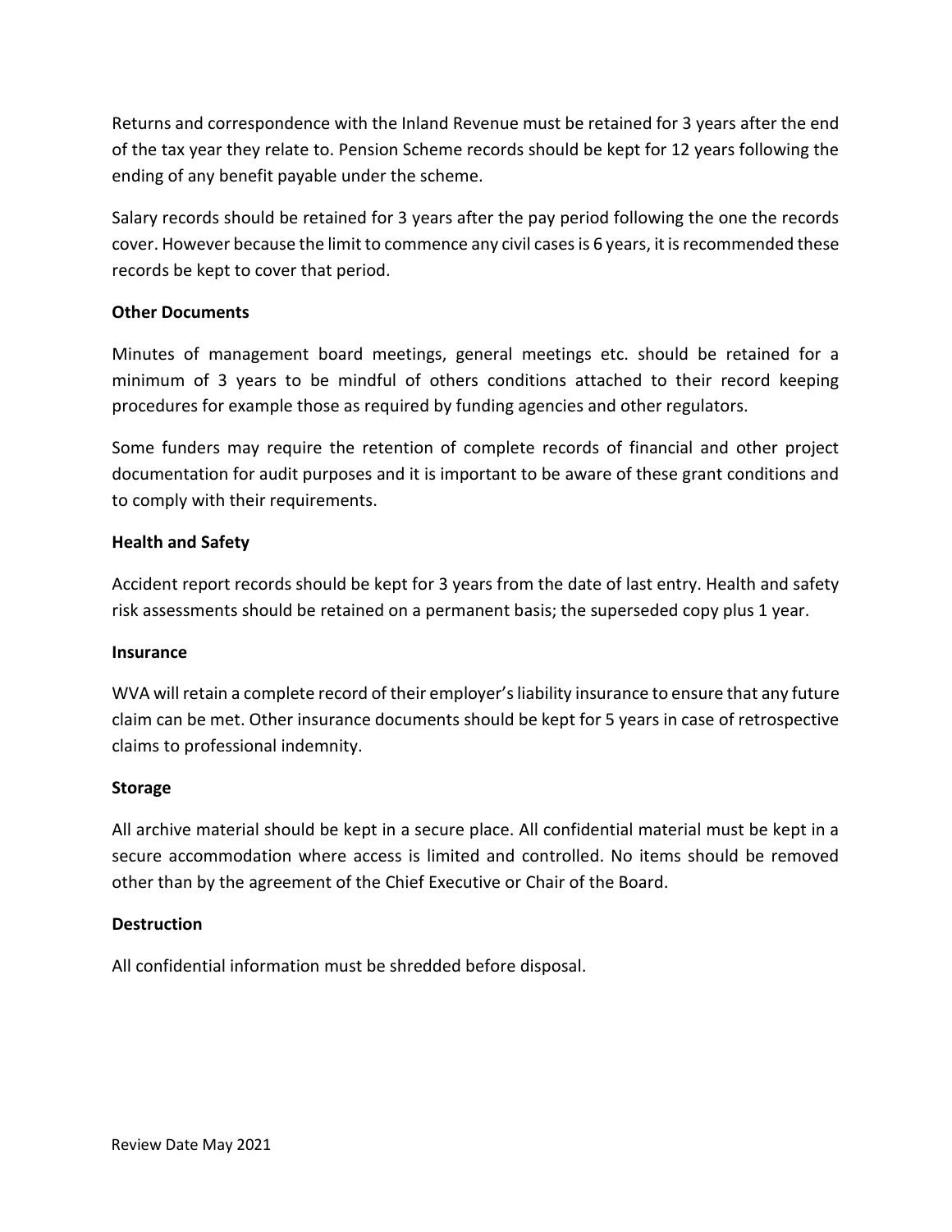Returns and correspondence with the Inland Revenue must be retained for 3 years after the end of the tax year they relate to. Pension Scheme records should be kept for 12 years following the ending of any benefit payable under the scheme.

Salary records should be retained for 3 years after the pay period following the one the records cover. However because the limit to commence any civil cases is 6 years, it is recommended these records be kept to cover that period.

**Other Documents**

Minutes of management board meetings, general meetings etc. should be retained for a minimum of 3 years to be mindful of others conditions attached to their record keeping procedures for example those as required by funding agencies and other regulators.

Some funders may require the retention of complete records of financial and other project documentation for audit purposes and it is important to be aware of these grant conditions and to comply with their requirements.

**Health and Safety**

Accident report records should be kept for 3 years from the date of last entry. Health and safety risk assessments should be retained on a permanent basis; the superseded copy plus 1 year.

**Insurance**

WVA will retain a complete record of their employer's liability insurance to ensure that any future claim can be met. Other insurance documents should be kept for 5 years in case of retrospective claims to professional indemnity.

**Storage**

All archive material should be kept in a secure place. All confidential material must be kept in a secure accommodation where access is limited and controlled. No items should be removed other than by the agreement of the Chief Executive or Chair of the Board.

**Destruction**

All confidential information must be shredded before disposal.

Review Date May 2021